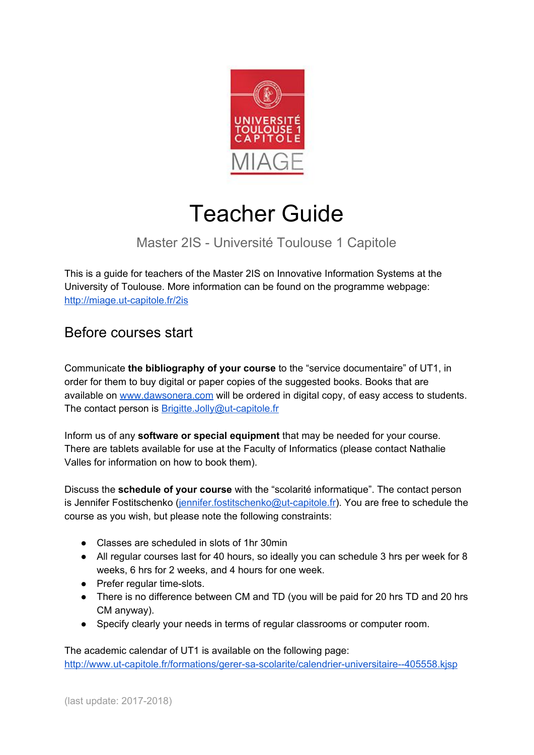# Teacher Guide

Master 2IS - Université Toulouse 1 Capitole

This is a guide for teachers of the Master 2IS on Innovative Information Systems at the University of Toulouse. More information can be found on the programme webpage: http://miage.ut-capitole.fr/2is

## Before courses start

Communicate **the bibliography of your course** to the “service documentaire” of UT1, in order for them to buy digital or paper copies of the suggested books. Books that are available on www.dawsonera.com will be ordered in digital copy, of easy access to students. The contact person is Brigitte.Jolly@ut-capitole.fr

Inform us of any **software or special equipment** that may be needed for your course. There are tablets available for use at the Faculty of Informatics (please contact Nathalie Valles for information on how to book them).

Discuss the **schedule of your course** with the “scolarité informatique”. The contact person is Jennifer Fostitschenko (jennifer.fostitschenko@ut-capitole.fr). You are free to schedule the course as you wish, but please note the following constraints:

- Classes are scheduled in slots of 1hr 30min
- All regular courses last for 40 hours, so ideally you can schedule 3 hrs per week for 8 weeks, 6 hrs for 2 weeks, and 4 hours for one week.
- Prefer regular time-slots.
- There is no difference between CM and TD (you will be paid for 20 hrs TD and 20 hrs CM anyway).
- Specify clearly your needs in terms of regular classrooms or computer room.

The academic calendar of UT1 is available on the following page: http://www.ut-capitole.fr/formations/gerer-sa-scolarite/calendrier-universitaire--405558.kjsp

(last update: 2017-2018)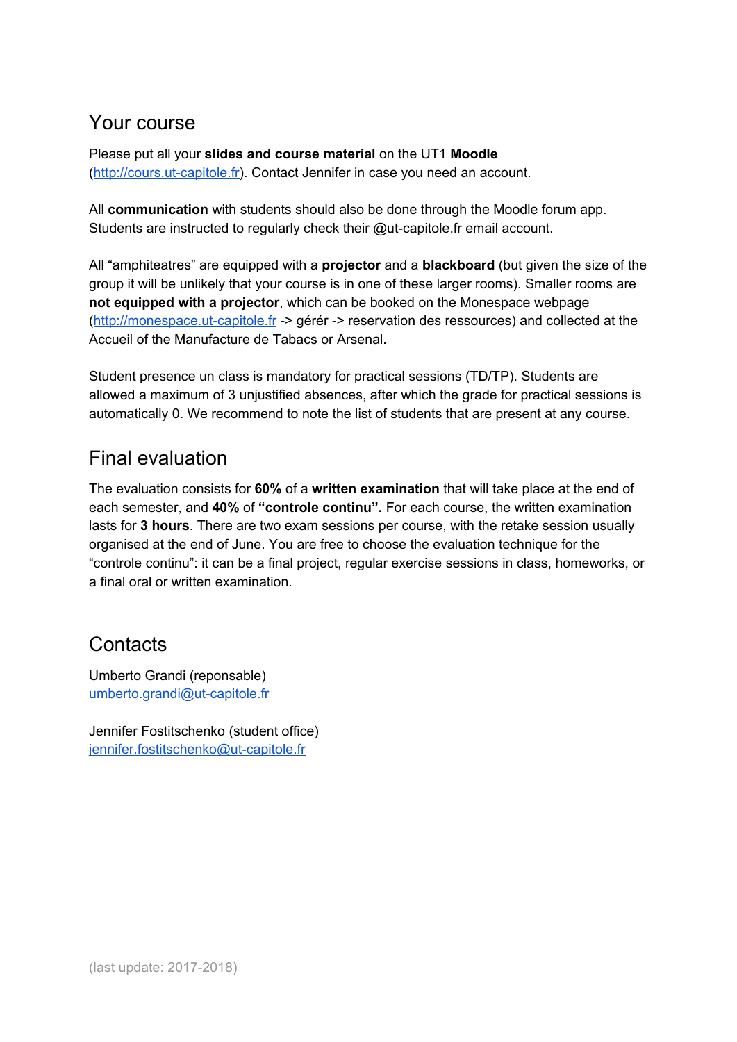## Your course

Please put all your **slides and course material** on the UT1 **Moodle** (http://cours.ut-capitole.fr). Contact Jennifer in case you need an account.

All **communication** with students should also be done through the Moodle forum app. Students are instructed to regularly check their @ut-capitole.fr email account.

All "amphiteatres" are equipped with a **projector** and a **blackboard** (but given the size of the group it will be unlikely that your course is in one of these larger rooms). Smaller rooms are **not equipped with a projector**, which can be booked on the Monespace webpage (http://monespace.ut-capitole.fr -> gérér -> reservation des ressources) and collected at the Accueil of the Manufacture de Tabacs or Arsenal.

Student presence un class is mandatory for practical sessions (TD/TP). Students are allowed a maximum of 3 unjustified absences, after which the grade for practical sessions is automatically 0. We recommend to note the list of students that are present at any course.

## Final evaluation

The evaluation consists for **60%** of a **written examination** that will take place at the end of each semester, and **40%** of **"controle continu".** For each course, the written examination lasts for **3 hours**. There are two exam sessions per course, with the retake session usually organised at the end of June. You are free to choose the evaluation technique for the "controle continu": it can be a final project, regular exercise sessions in class, homeworks, or a final oral or written examination.

## Contacts

Umberto Grandi (reponsable)
umberto.grandi@ut-capitole.fr

Jennifer Fostitschenko (student office)
jennifer.fostitschenko@ut-capitole.fr

(last update: 2017-2018)